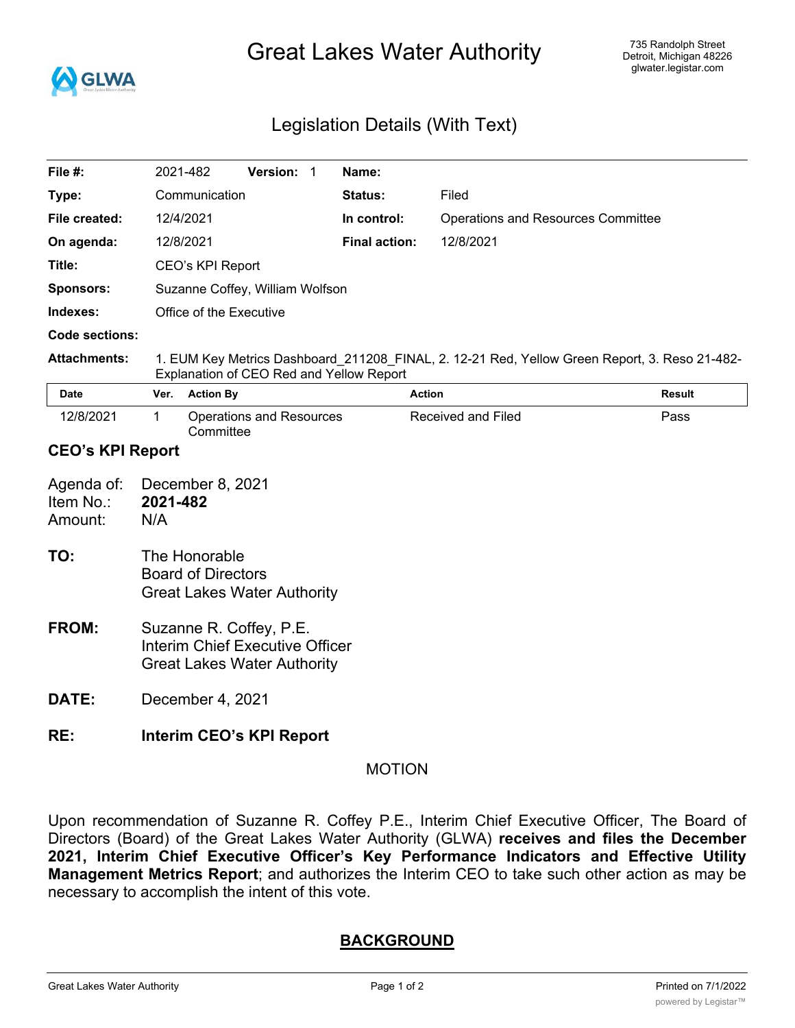# Great Lakes Water Authority

735 Randolph Street
Detroit, Michigan 48226
glwater.legistar.com

## Legislation Details (With Text)

| | | | |
|---|---|---|---|
| **File #:** | 2021-482 **Version:** 1 | **Name:** | |
| **Type:** | Communication | **Status:** | Filed |
| **File created:** | 12/4/2021 | **In control:** | Operations and Resources Committee |
| **On agenda:** | 12/8/2021 | **Final action:** | 12/8/2021 |
| **Title:** | CEO's KPI Report | | |
| **Sponsors:** | Suzanne Coffey, William Wolfson | | |
| **Indexes:** | Office of the Executive | | |
| **Code sections:** | | | |
| **Attachments:** | 1. EUM Key Metrics Dashboard_211208_FINAL, 2. 12-21 Red, Yellow Green Report, 3. Reso 21-482-Explanation of CEO Red and Yellow Report | | |

| Date | Ver. | Action By | Action | Result |
|---|---|---|---|---|
| 12/8/2021 | 1 | Operations and Resources Committee | Received and Filed | Pass |

### CEO's KPI Report

Agenda of: December 8, 2021
Item No.: **2021-482**
Amount: N/A

**TO:** The Honorable
Board of Directors
Great Lakes Water Authority

**FROM:** Suzanne R. Coffey, P.E.
Interim Chief Executive Officer
Great Lakes Water Authority

**DATE:** December 4, 2021

**RE:** **Interim CEO's KPI Report**

MOTION

Upon recommendation of Suzanne R. Coffey P.E., Interim Chief Executive Officer, The Board of Directors (Board) of the Great Lakes Water Authority (GLWA) **receives and files the December 2021, Interim Chief Executive Officer's Key Performance Indicators and Effective Utility Management Metrics Report**; and authorizes the Interim CEO to take such other action as may be necessary to accomplish the intent of this vote.

**BACKGROUND**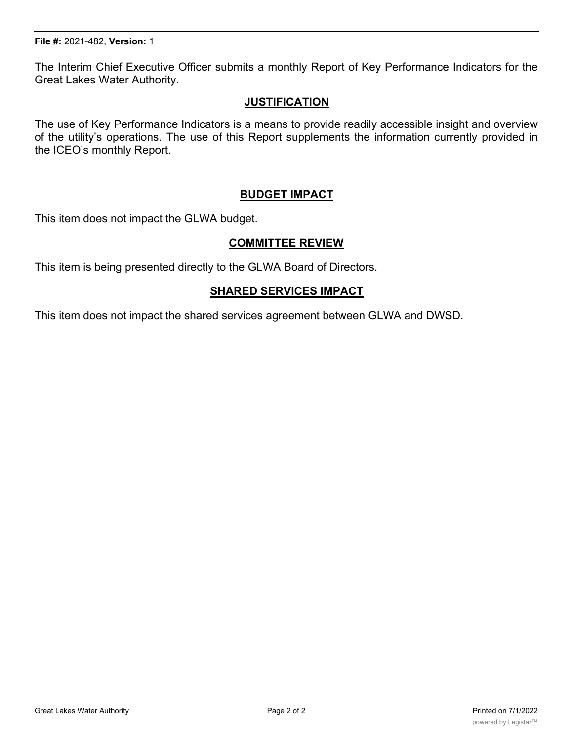The Interim Chief Executive Officer submits a monthly Report of Key Performance Indicators for the Great Lakes Water Authority.

## JUSTIFICATION

The use of Key Performance Indicators is a means to provide readily accessible insight and overview of the utility's operations. The use of this Report supplements the information currently provided in the ICEO's monthly Report.

## BUDGET IMPACT

This item does not impact the GLWA budget.

## COMMITTEE REVIEW

This item is being presented directly to the GLWA Board of Directors.

## SHARED SERVICES IMPACT

This item does not impact the shared services agreement between GLWA and DWSD.